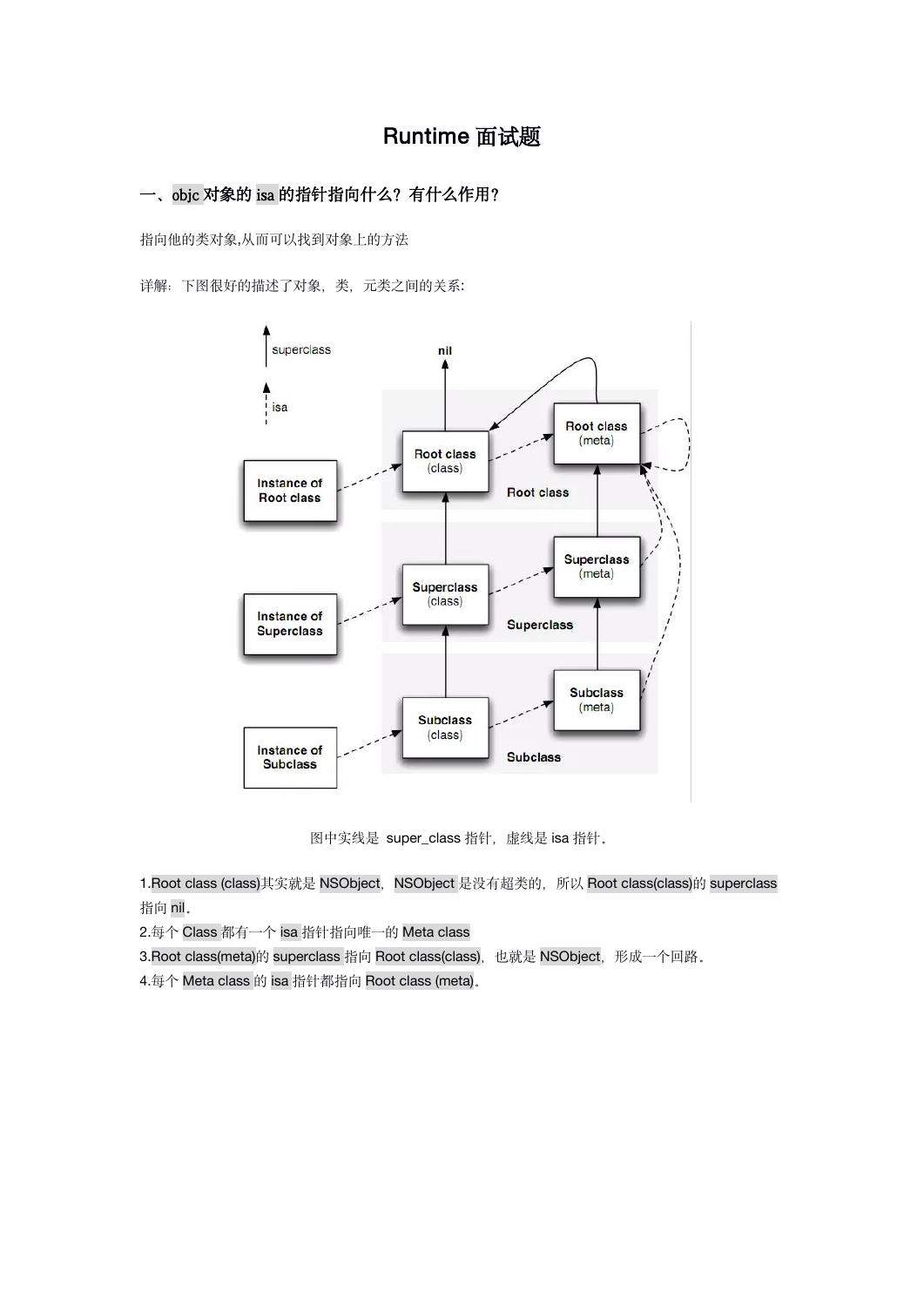# Runtime 面试题

## 一、objc 对象的 isa 的指针指向什么？有什么作用？

指向他的类对象,从而可以找到对象上的方法

详解：下图很好的描述了对象，类，元类之间的关系：

图中实线是 super_class 指针，虚线是 isa 指针。

1.Root class (class)其实就是 NSObject，NSObject 是没有超类的，所以 Root class(class)的 superclass 指向 nil。
2.每个 Class 都有一个 isa 指针指向唯一的 Meta class
3.Root class(meta)的 superclass 指向 Root class(class)，也就是 NSObject，形成一个回路。
4.每个 Meta class 的 isa 指针都指向 Root class (meta)。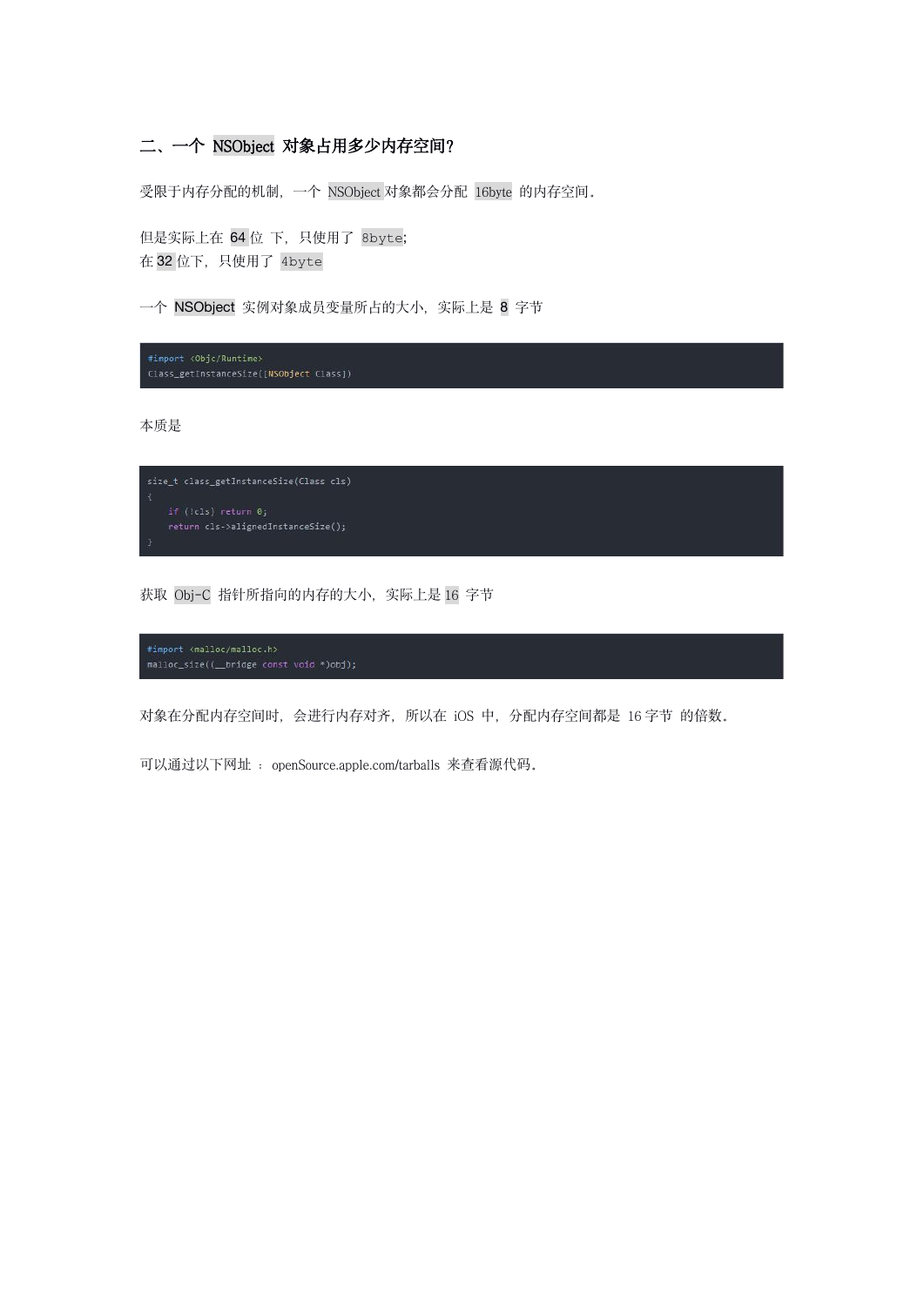## 二、一个 `NSObject` 对象占用多少内存空间?

受限于内存分配的机制，一个 `NSObject` 对象都会分配 `16byte` 的内存空间。

但是实际上在 `64` 位 下，只使用了 `8byte`;
在 `32` 位下，只使用了 `4byte`

一个 `NSObject` 实例对象成员变量所占的大小，实际上是 `8` 字节

```
#import <Objc/Runtime>
Class_getInstanceSize([NSObject class])
```

本质是

```
size_t class_getInstanceSize(Class cls)
{
    if (!cls) return 0;
    return cls->alignedInstanceSize();
}
```

获取 `Obj-C` 指针所指向的内存的大小，实际上是 `16` 字节

```
#import <malloc/malloc.h>
malloc_size((__bridge const void *)obj);
```

对象在分配内存空间时，会进行内存对齐，所以在 iOS 中，分配内存空间都是 16 字节 的倍数。

可以通过以下网址 ： openSource.apple.com/tarballs 来查看源代码。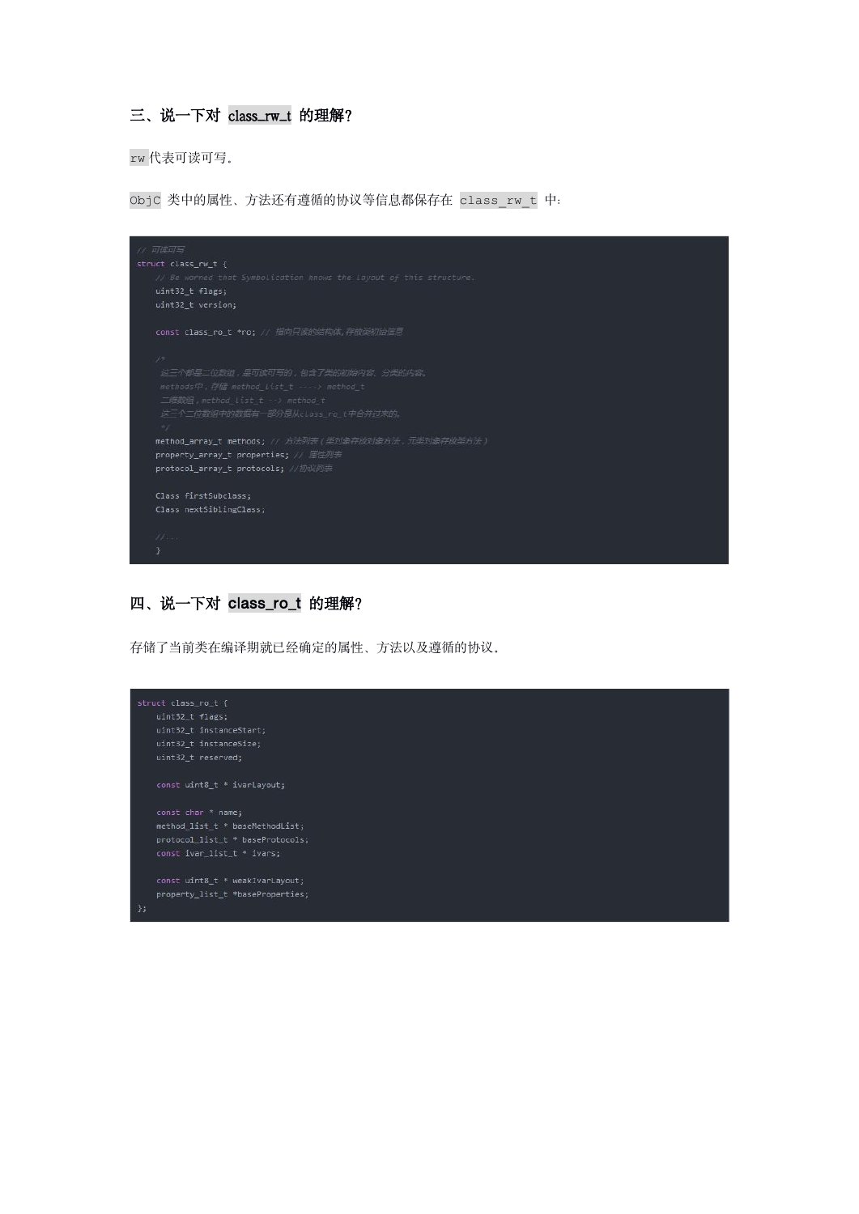## 三、说一下对 `class_rw_t` 的理解？

`rw`代表可读可写。

`ObjC` 类中的属性、方法还有遵循的协议等信息都保存在 `class_rw_t` 中：

```
// 可读可写
struct class_rw_t {
    // Be warned that Symbolication knows the layout of this structure.
    uint32_t flags;
    uint32_t version;

    const class_ro_t *ro; // 指向只读的结构体,存放类初始信息

    /*
     这三个都是二位数组，是可读可写的，包含了类的初始内容、分类的内容。
     methods中，存储 method_list_t ----> method_t
     二维数组，method_list_t --> method_t
     这三个二位数组中的数据有一部分是从class_ro_t中合并过来的。
     */
    method_array_t methods; // 方法列表（类对象存放对象方法，元类对象存放类方法）
    property_array_t properties; // 属性列表
    protocol_array_t protocols; //协议列表

    Class firstSubclass;
    Class nextSiblingClass;

    //...
    }
```

## 四、说一下对 `class_ro_t` 的理解？

存储了当前类在编译期就已经确定的属性、方法以及遵循的协议。

```
struct class_ro_t {
    uint32_t flags;
    uint32_t instanceStart;
    uint32_t instanceSize;
    uint32_t reserved;

    const uint8_t * ivarLayout;

    const char * name;
    method_list_t * baseMethodList;
    protocol_list_t * baseProtocols;
    const ivar_list_t * ivars;

    const uint8_t * weakIvarLayout;
    property_list_t *baseProperties;
};
```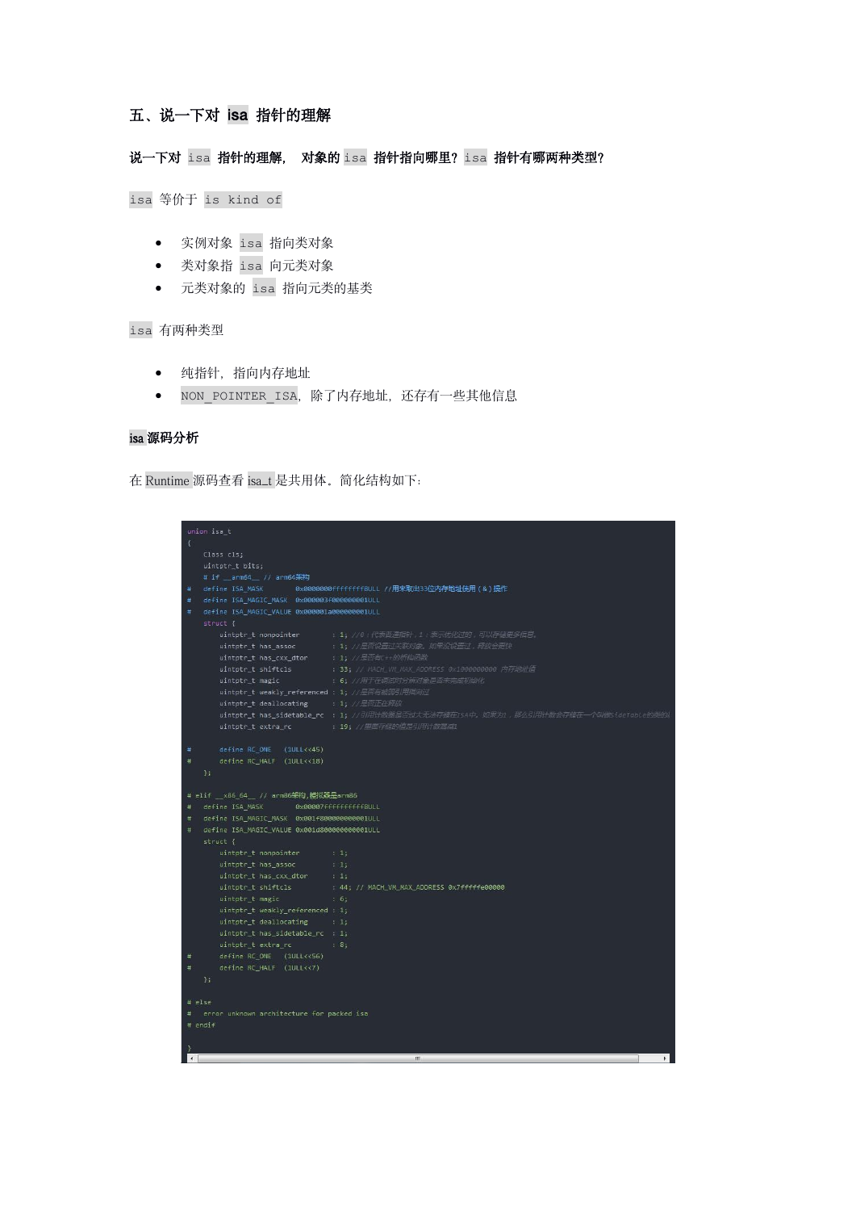## 五、说一下对 `isa` 指针的理解

**说一下对 `isa` 指针的理解， 对象的 `isa` 指针指向哪里？`isa` 指针有哪两种类型？**

`isa` 等价于 `is kind of`

- 实例对象 `isa` 指向类对象
- 类对象指 `isa` 向元类对象
- 元类对象的 `isa` 指向元类的基类

`isa` 有两种类型

- 纯指针，指向内存地址
- `NON_POINTER_ISA`，除了内存地址，还存有一些其他信息

**isa 源码分析**

在 Runtime 源码查看 isa_t 是共用体。简化结构如下:

```
union isa_t
{
    Class cls;
    uintptr_t bits;
    # if __arm64__ // arm64架构
#   define ISA_MASK        0x0000000ffffffff8ULL //用来取出33位内存地址使用（&）操作
#   define ISA_MAGIC_MASK  0x000003f000000001ULL
#   define ISA_MAGIC_VALUE 0x000001a000000001ULL
    struct {
        uintptr_t nonpointer        : 1; //0：代表普通指针，1：表示优化过的，可以存储更多信息。
        uintptr_t has_assoc         : 1; //是否设置过关联对象。如果没设置过，释放会更快
        uintptr_t has_cxx_dtor      : 1; //是否有C++的析构函数
        uintptr_t shiftcls          : 33; // MACH_VM_MAX_ADDRESS 0x1000000000 内存地址值
        uintptr_t magic             : 6; //用于在调试时分辨对象是否未完成初始化
        uintptr_t weakly_referenced : 1; //是否有被弱引用指向过
        uintptr_t deallocating      : 1; //是否正在释放
        uintptr_t has_sidetable_rc  : 1; //引用计数器是否过大无法存储在ISA中。如果为1，那么引用计数会存储在一个叫做SideTable的类的属
        uintptr_t extra_rc          : 19; //里面存储的值是引用计数器减1

#       define RC_ONE   (1ULL<<45)
#       define RC_HALF  (1ULL<<18)
    };

# elif __x86_64__ // arm86架构,模拟器是arm86
#   define ISA_MASK        0x00007ffffffffff8ULL
#   define ISA_MAGIC_MASK  0x001f800000000001ULL
#   define ISA_MAGIC_VALUE 0x001d800000000001ULL
    struct {
        uintptr_t nonpointer        : 1;
        uintptr_t has_assoc         : 1;
        uintptr_t has_cxx_dtor      : 1;
        uintptr_t shiftcls          : 44; // MACH_VM_MAX_ADDRESS 0x7fffffe00000
        uintptr_t magic             : 6;
        uintptr_t weakly_referenced : 1;
        uintptr_t deallocating      : 1;
        uintptr_t has_sidetable_rc  : 1;
        uintptr_t extra_rc          : 8;
#       define RC_ONE   (1ULL<<56)
#       define RC_HALF  (1ULL<<7)
    };

# else
#   error unknown architecture for packed isa
# endif

}
```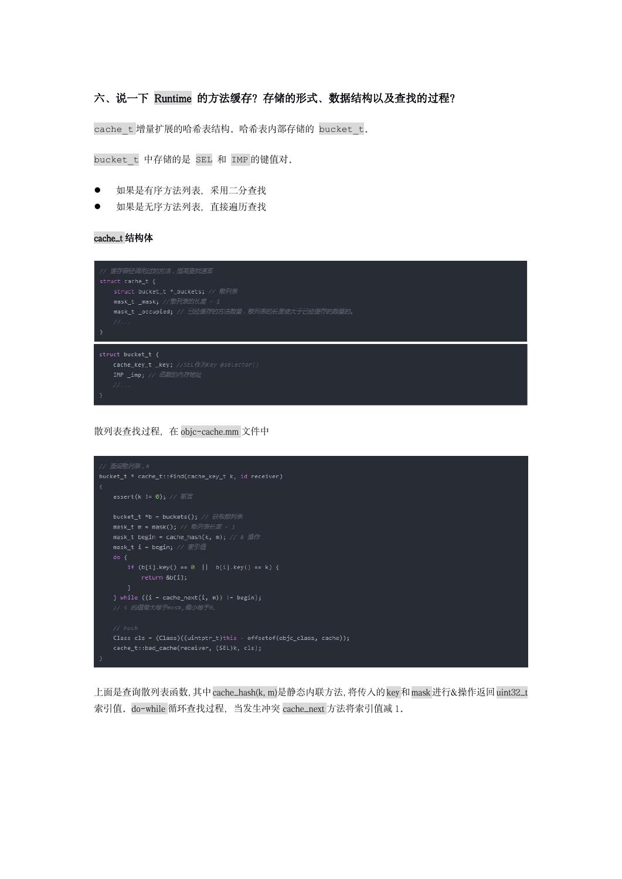## 六、说一下 Runtime 的方法缓存？存储的形式、数据结构以及查找的过程？

`cache_t` 增量扩展的哈希表结构。哈希表内部存储的 `bucket_t`。

`bucket_t` 中存储的是 `SEL` 和 `IMP` 的键值对。

- 如果是有序方法列表，采用二分查找
- 如果是无序方法列表，直接遍历查找

**cache_t 结构体**

```
// 缓存曾经调用过的方法，提高查找速率
struct cache_t {
    struct bucket_t *_buckets; // 散列表
    mask_t _mask; //散列表的长度 - 1
    mask_t _occupied; // 已经缓存的方法数量，散列表的长度使大于已经缓存的数量的。
    //...
}
```

```
struct bucket_t {
    cache_key_t _key; //SEL作为Key @selector()
    IMP _imp; // 函数的内存地址
    //...
}
```

散列表查找过程，在 `objc-cache.mm` 文件中

```
// 查询散列表，k
bucket_t * cache_t::find(cache_key_t k, id receiver)
{
    assert(k != 0); // 断言

    bucket_t *b = buckets(); // 获取散列表
    mask_t m = mask(); // 散列表长度 - 1
    mask_t begin = cache_hash(k, m); // & 操作
    mask_t i = begin; // 索引值
    do {
        if (b[i].key() == 0  ||  b[i].key() == k) {
            return &b[i];
        }
    } while ((i = cache_next(i, m)) != begin);
    // i 的值最大等于mask,最小等于0。

    // hack
    Class cls = (Class)((uintptr_t)this - offsetof(objc_class, cache));
    cache_t::bad_cache(receiver, (SEL)k, cls);
}
```

上面是查询散列表函数，其中 `cache_hash(k, m)` 是静态内联方法，将传入的 `key` 和 `mask` 进行&操作返回 `uint32_t` 索引值。`do-while` 循环查找过程，当发生冲突 `cache_next` 方法将索引值减 1。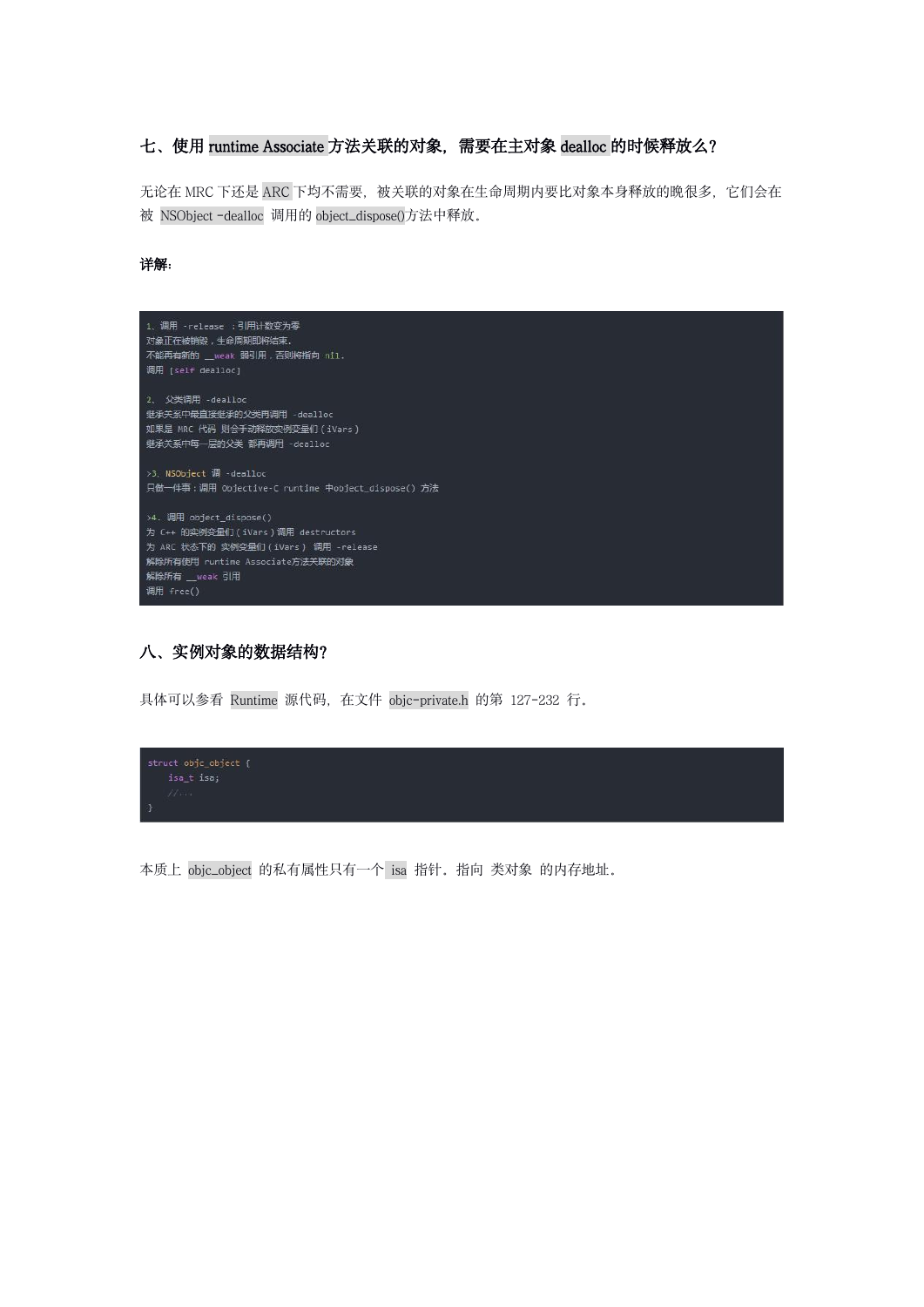## 七、使用 runtime Associate 方法关联的对象，需要在主对象 dealloc 的时候释放么？

无论在 MRC 下还是 ARC 下均不需要，被关联的对象在生命周期内要比对象本身释放的晚很多，它们会在被 NSObject -dealloc 调用的 object_dispose()方法中释放。

**详解：**

```
1、调用 -release ：引用计数变为零
对象正在被销毁，生命周期即将结束.
不能再有新的 __weak 弱引用，否则将指向 nil.
调用 [self dealloc]

2、 父类调用 -dealloc
继承关系中最直接继承的父类再调用 -dealloc
如果是 MRC 代码 则会手动释放实例变量们（iVars）
继承关系中每一层的父类 都再调用 -dealloc

>3、NSObject 调 -dealloc
只做一件事：调用 Objective-C runtime 中object_dispose() 方法

>4、调用 object_dispose()
为 C++ 的实例变量们（iVars）调用 destructors
为 ARC 状态下的 实例变量们（iVars） 调用 -release
解除所有使用 runtime Associate方法关联的对象
解除所有 __weak 引用
调用 free()
```

## 八、实例对象的数据结构？

具体可以参看 Runtime 源代码，在文件 objc-private.h 的第 127-232 行。

```
struct objc_object {
    isa_t isa;
    //...
}
```

本质上 objc_object 的私有属性只有一个 isa 指针。指向 类对象 的内存地址。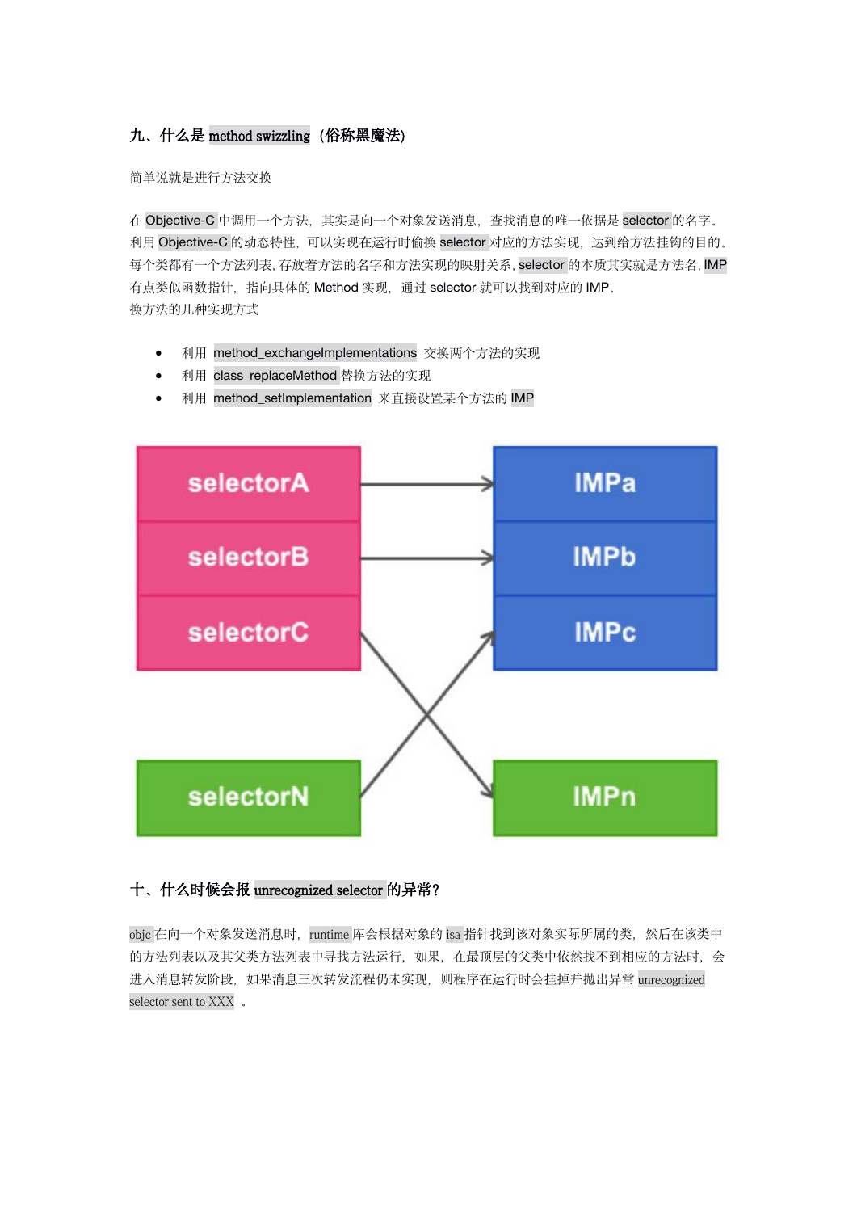## 九、什么是 method swizzling（俗称黑魔法）

简单说就是进行方法交换

在 Objective-C 中调用一个方法，其实是向一个对象发送消息，查找消息的唯一依据是 selector 的名字。利用 Objective-C 的动态特性，可以实现在运行时偷换 selector 对应的方法实现，达到给方法挂钩的目的。每个类都有一个方法列表，存放着方法的名字和方法实现的映射关系，selector 的本质其实就是方法名，IMP 有点类似函数指针，指向具体的 Method 实现，通过 selector 就可以找到对应的 IMP。
换方法的几种实现方式

- 利用 method_exchangeImplementations 交换两个方法的实现
- 利用 class_replaceMethod 替换方法的实现
- 利用 method_setImplementation 来直接设置某个方法的 IMP

## 十、什么时候会报 unrecognized selector 的异常？

objc 在向一个对象发送消息时，runtime 库会根据对象的 isa 指针找到该对象实际所属的类，然后在该类中的方法列表以及其父类方法列表中寻找方法运行，如果，在最顶层的父类中依然找不到相应的方法时，会进入消息转发阶段，如果消息三次转发流程仍未实现，则程序在运行时会挂掉并抛出异常 unrecognized selector sent to XXX 。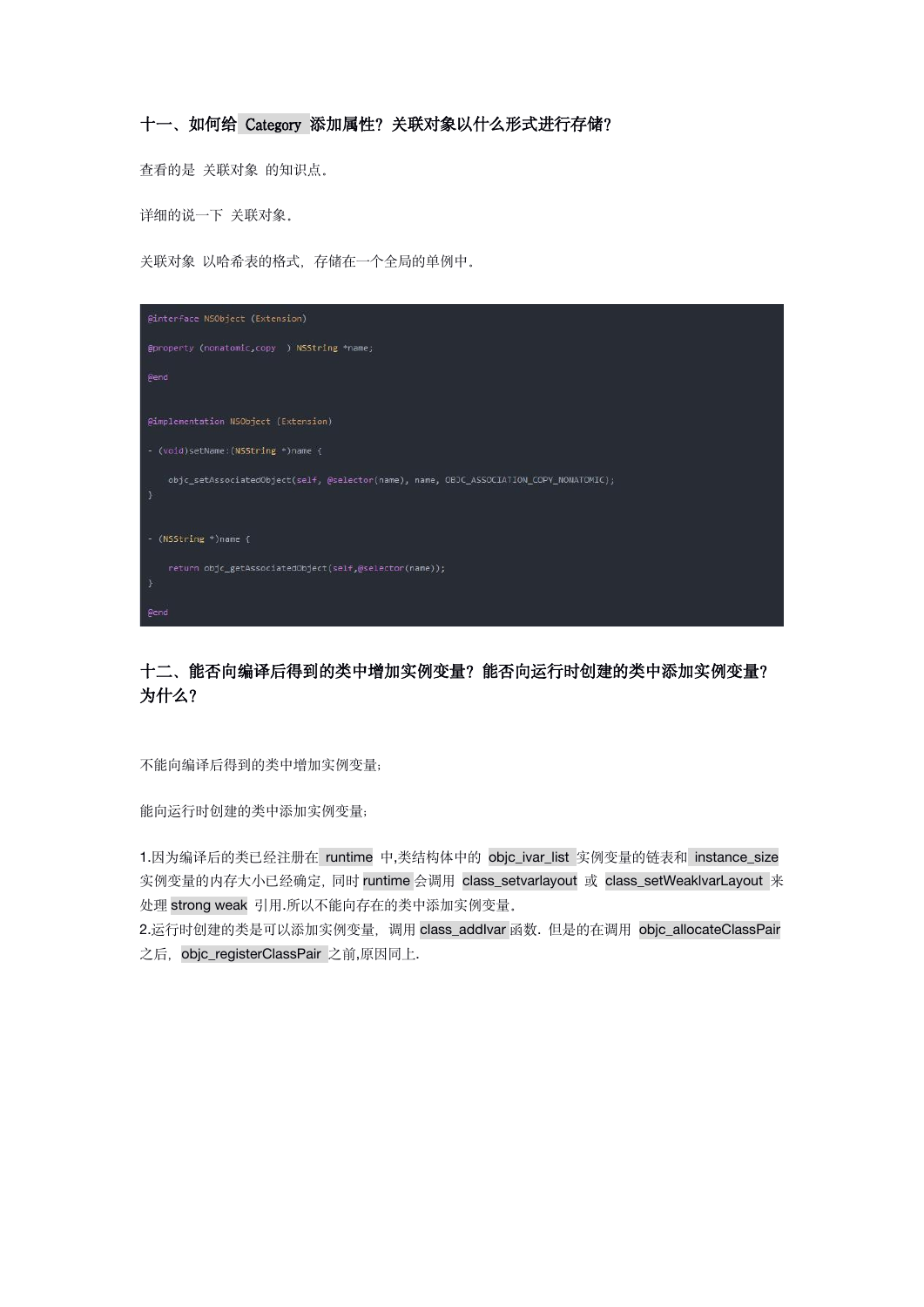## 十一、如何给 Category 添加属性？关联对象以什么形式进行存储？

查看的是 关联对象 的知识点。

详细的说一下 关联对象。

关联对象 以哈希表的格式，存储在一个全局的单例中。

```
@interface NSObject (Extension)

@property (nonatomic,copy  ) NSString *name;

@end


@implementation NSObject (Extension)

- (void)setName:(NSString *)name {

    objc_setAssociatedObject(self, @selector(name), name, OBJC_ASSOCIATION_COPY_NONATOMIC);
}


- (NSString *)name {

    return objc_getAssociatedObject(self,@selector(name));
}

@end
```

## 十二、能否向编译后得到的类中增加实例变量？能否向运行时创建的类中添加实例变量？为什么？

不能向编译后得到的类中增加实例变量；

能向运行时创建的类中添加实例变量；

1.因为编译后的类已经注册在 runtime 中,类结构体中的 objc_ivar_list 实例变量的链表和 instance_size 实例变量的内存大小已经确定，同时runtime会调用 class_setvarlayout 或 class_setWeaklvarLayout 来处理strong weak 引用.所以不能向存在的类中添加实例变量。
2.运行时创建的类是可以添加实例变量，调用class_addIvar函数. 但是的在调用 objc_allocateClassPair 之后，objc_registerClassPair 之前,原因同上.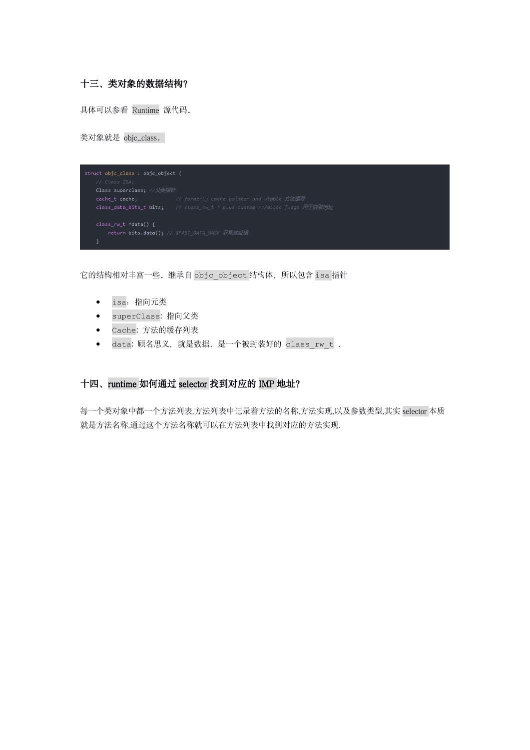## 十三、类对象的数据结构?

具体可以参看 `Runtime` 源代码。

类对象就是 `objc_class。`

```
struct objc_class : objc_object {
    // Class ISA;
    Class superclass; //父类指针
    cache_t cache;             // formerly cache pointer and vtable 方法缓存
    class_data_bits_t bits;    // class_rw_t * plus custom rr/alloc flags 用于获取地址

    class_rw_t *data() {
        return bits.data(); // &FAST_DATA_MASK 获取地址值
    }
```

它的结构相对丰富一些。继承自`objc_object`结构体，所以包含`isa`指针

- `isa`：指向元类
- `superClass`: 指向父类
- `Cache`: 方法的缓存列表
- `data`: 顾名思义，就是数据。是一个被封装好的 `class_rw_t` 。

## 十四、runtime 如何通过 selector 找到对应的 IMP 地址?

每一个类对象中都一个方法列表,方法列表中记录着方法的名称,方法实现,以及参数类型,其实 `selector` 本质就是方法名称,通过这个方法名称就可以在方法列表中找到对应的方法实现.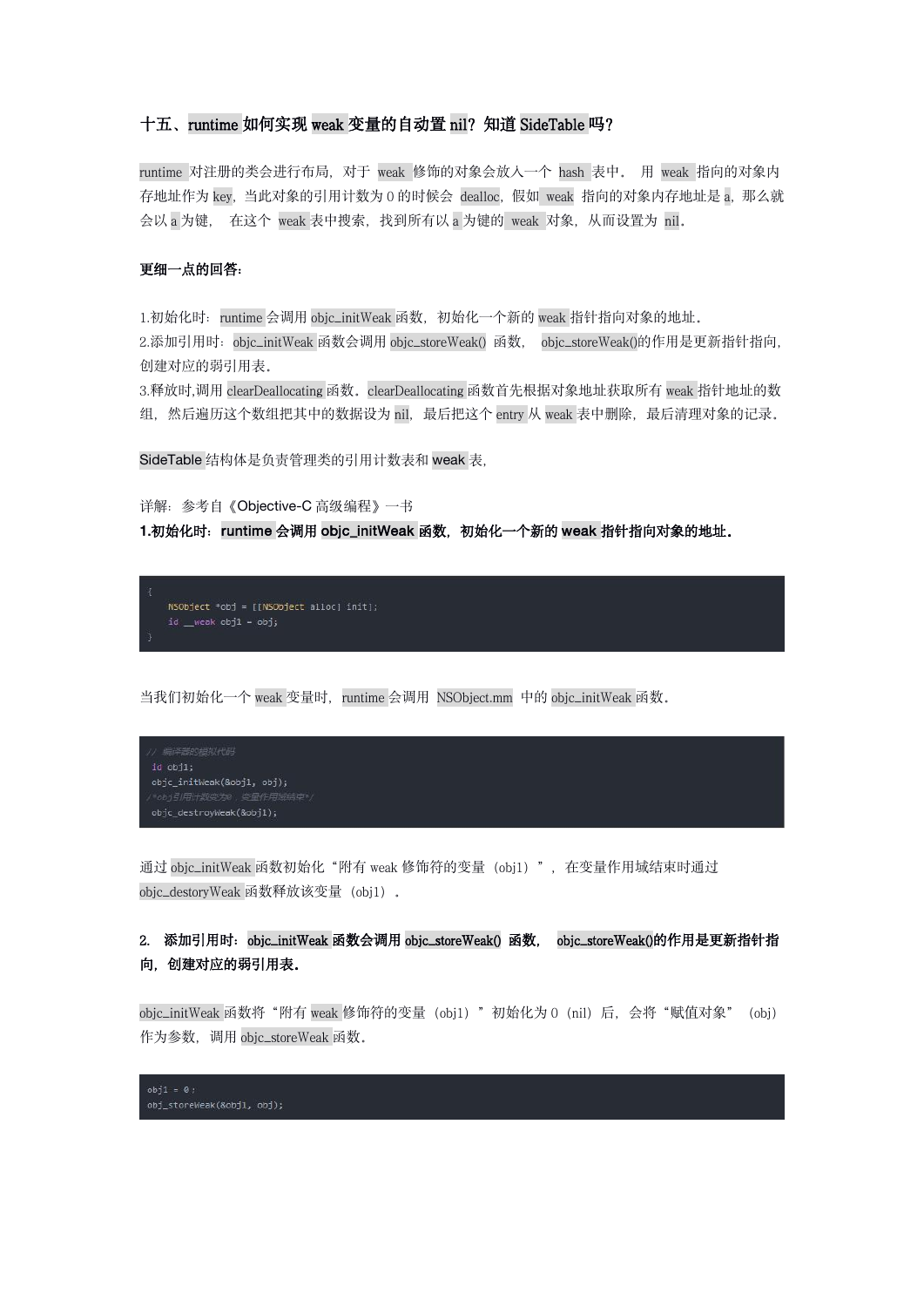## 十五、runtime 如何实现 weak 变量的自动置 nil？知道 SideTable 吗？

runtime 对注册的类会进行布局，对于 weak 修饰的对象会放入一个 hash 表中。 用 weak 指向的对象内存地址作为 key，当此对象的引用计数为 0 的时候会 dealloc，假如 weak 指向的对象内存地址是 a，那么就会以 a 为键， 在这个 weak 表中搜索，找到所有以 a 为键的 weak 对象，从而设置为 nil。

**更细一点的回答：**

1.初始化时：runtime 会调用 objc_initWeak 函数，初始化一个新的 weak 指针指向对象的地址。
2.添加引用时：objc_initWeak 函数会调用 objc_storeWeak() 函数， objc_storeWeak()的作用是更新指针指向，创建对应的弱引用表。
3.释放时,调用 clearDeallocating 函数。clearDeallocating 函数首先根据对象地址获取所有 weak 指针地址的数组，然后遍历这个数组把其中的数据设为 nil，最后把这个 entry 从 weak 表中删除，最后清理对象的记录。

SideTable 结构体是负责管理类的引用计数表和 weak 表，

详解：参考自《Objective-C 高级编程》一书

**1.初始化时：runtime 会调用 objc_initWeak 函数，初始化一个新的 weak 指针指向对象的地址。**

```
{
    NSObject *obj = [[NSObject alloc] init];
    id __weak obj1 = obj;
}
```

当我们初始化一个 weak 变量时，runtime 会调用 NSObject.mm 中的 objc_initWeak 函数。

```
// 编译器的模拟代码
 id obj1;
 objc_initWeak(&obj1, obj);
/*obj引用计数变为0，变量作用域结束*/
 objc_destroyWeak(&obj1);
```

通过 objc_initWeak 函数初始化“附有 weak 修饰符的变量（obj1）”，在变量作用域结束时通过 objc_destoryWeak 函数释放该变量（obj1）。

**2. 添加引用时：objc_initWeak 函数会调用 objc_storeWeak() 函数， objc_storeWeak()的作用是更新指针指向，创建对应的弱引用表。**

objc_initWeak 函数将“附有 weak 修饰符的变量（obj1）”初始化为 0（nil）后，会将“赋值对象”（obj）作为参数，调用 objc_storeWeak 函数。

```
obj1 = 0；
obj_storeWeak(&obj1, obj);
```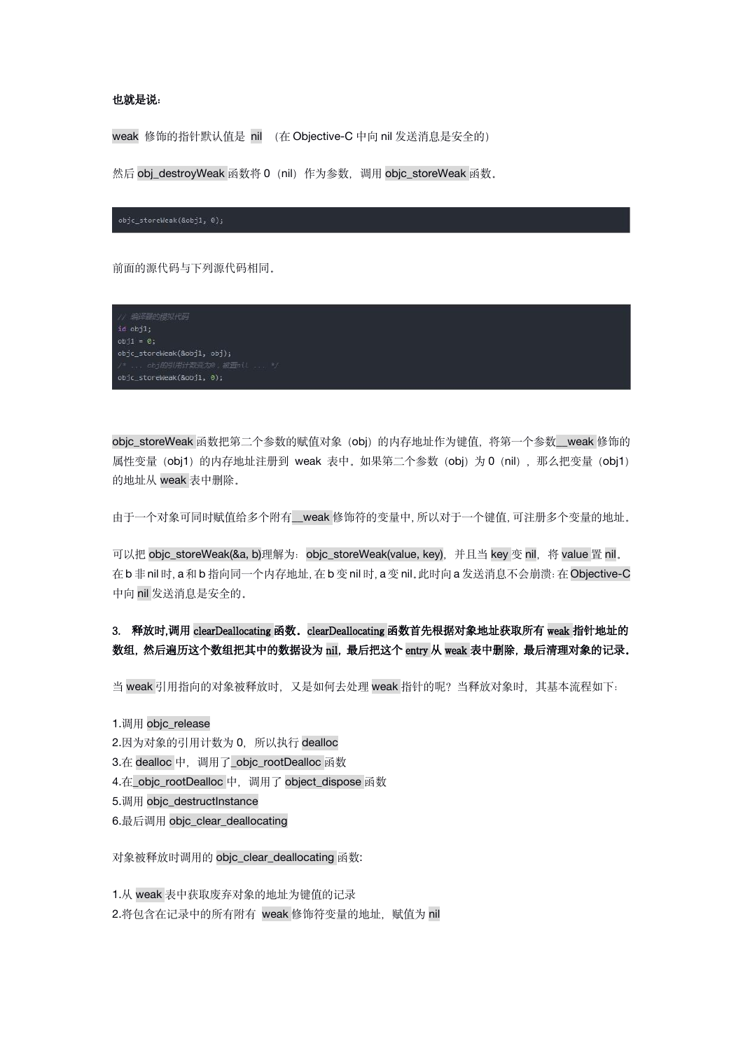**也就是说：**

weak 修饰的指针默认值是 nil （在 Objective-C 中向 nil 发送消息是安全的）

然后 obj_destroyWeak 函数将 0（nil）作为参数，调用 objc_storeWeak 函数。

```
objc_storeWeak(&obj1, 0);
```

前面的源代码与下列源代码相同。

```
// 编译器的模拟代码
id obj1;
obj1 = 0;
objc_storeWeak(&obj1, obj);
/* ... obj的引用计数变为0，被置nil ... */
objc_storeWeak(&obj1, 0);
```

objc_storeWeak 函数把第二个参数的赋值对象（obj）的内存地址作为键值，将第一个参数__weak 修饰的属性变量（obj1）的内存地址注册到 weak 表中。如果第二个参数（obj）为 0（nil），那么把变量（obj1）的地址从 weak 表中删除。

由于一个对象可同时赋值给多个附有__weak 修饰符的变量中，所以对于一个键值，可注册多个变量的地址。

可以把 objc_storeWeak(&a, b)理解为：objc_storeWeak(value, key)，并且当 key 变 nil，将 value 置 nil。在 b 非 nil 时，a 和 b 指向同一个内存地址，在 b 变 nil 时，a 变 nil。此时向 a 发送消息不会崩溃：在 Objective-C 中向 nil 发送消息是安全的。

**3. 释放时,调用 clearDeallocating 函数。clearDeallocating 函数首先根据对象地址获取所有 weak 指针地址的数组，然后遍历这个数组把其中的数据设为 nil，最后把这个 entry 从 weak 表中删除，最后清理对象的记录。**

当 weak 引用指向的对象被释放时，又是如何去处理 weak 指针的呢？当释放对象时，其基本流程如下：

1.调用 objc_release
2.因为对象的引用计数为 0，所以执行 dealloc
3.在 dealloc 中，调用了_objc_rootDealloc 函数
4.在_objc_rootDealloc 中，调用了 object_dispose 函数
5.调用 objc_destructInstance
6.最后调用 objc_clear_deallocating

对象被释放时调用的 objc_clear_deallocating 函数:

1.从 weak 表中获取废弃对象的地址为键值的记录
2.将包含在记录中的所有附有 weak 修饰符变量的地址，赋值为 nil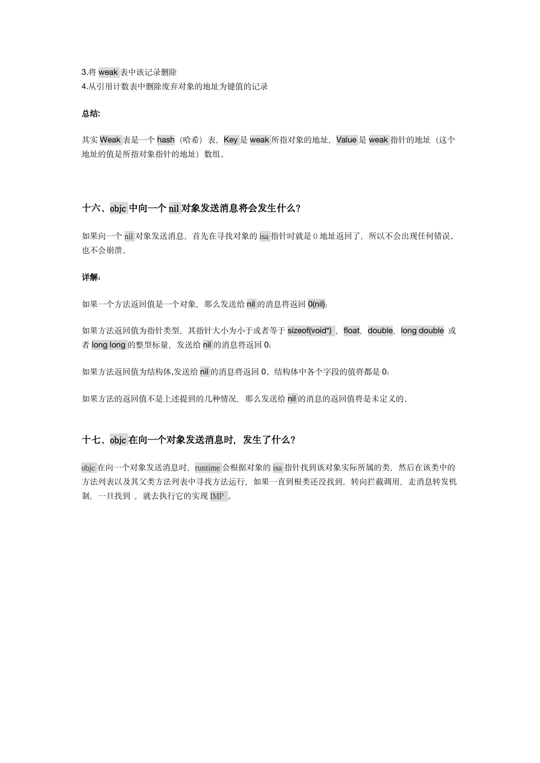3.将 weak 表中该记录删除
4.从引用计数表中删除废弃对象的地址为键值的记录

**总结:**

其实 Weak 表是一个 hash（哈希）表，Key 是 weak 所指对象的地址，Value 是 weak 指针的地址（这个地址的值是所指对象指针的地址）数组。

## 十六、objc 中向一个 nil 对象发送消息将会发生什么？

如果向一个 nil 对象发送消息，首先在寻找对象的 isa 指针时就是 0 地址返回了，所以不会出现任何错误。也不会崩溃。

**详解:**

如果一个方法返回值是一个对象，那么发送给 nil 的消息将返回 0(nil)；

如果方法返回值为指针类型，其指针大小为小于或者等于 sizeof(void*) ，float，double，long double 或者 long long 的整型标量，发送给 nil 的消息将返回 0；

如果方法返回值为结构体,发送给 nil 的消息将返回 0。结构体中各个字段的值将都是 0；

如果方法的返回值不是上述提到的几种情况，那么发送给 nil 的消息的返回值将是未定义的。

## 十七、objc 在向一个对象发送消息时，发生了什么？

objc 在向一个对象发送消息时，runtime 会根据对象的 isa 指针找到该对象实际所属的类，然后在该类中的方法列表以及其父类方法列表中寻找方法运行，如果一直到根类还没找到，转向拦截调用，走消息转发机制，一旦找到 ，就去执行它的实现 IMP 。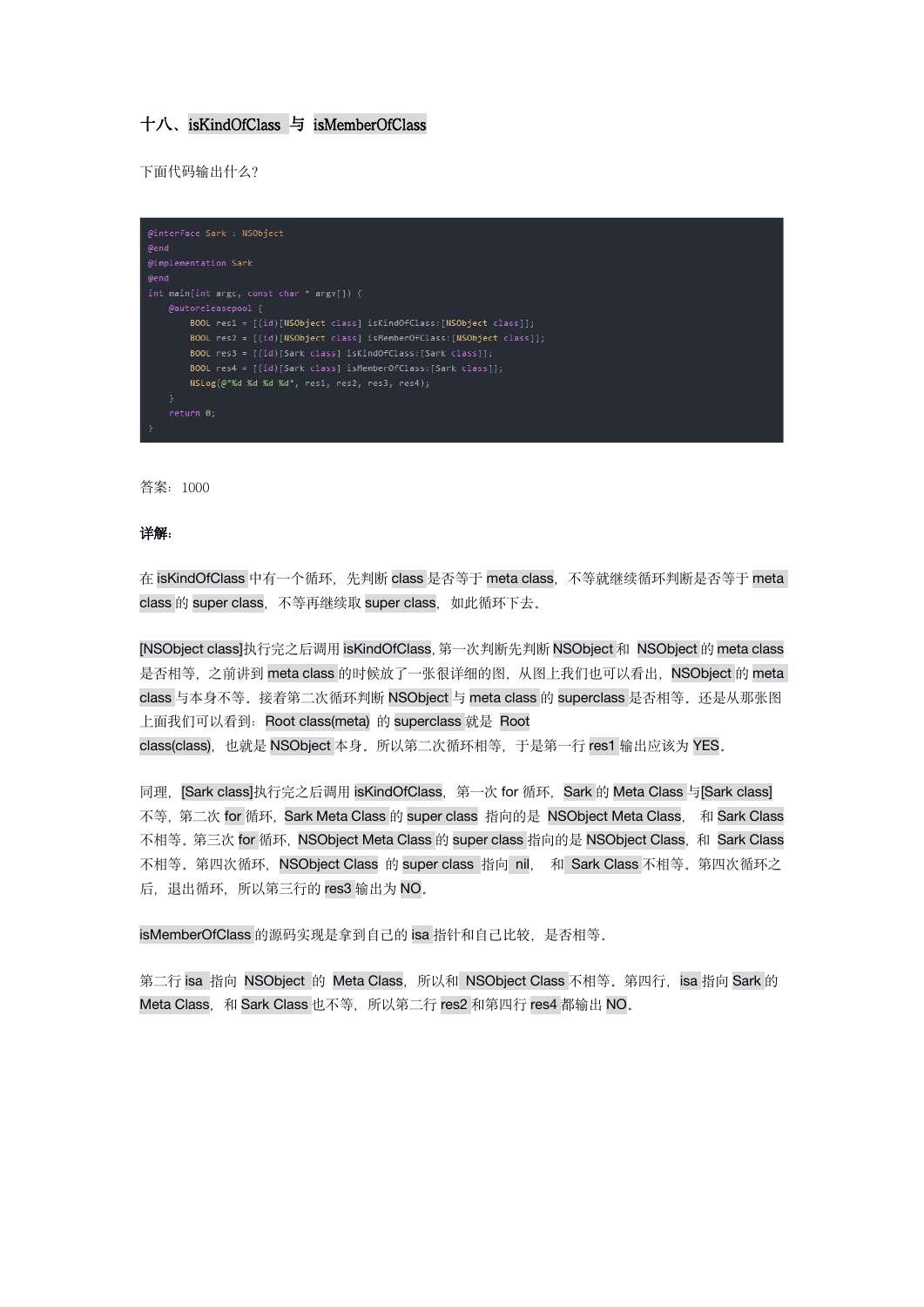## 十八、isKindOfClass 与 isMemberOfClass

下面代码输出什么?

```
@interface Sark : NSObject
@end
@implementation Sark
@end
int main(int argc, const char * argv[]) {
    @autoreleasepool {
        BOOL res1 = [(id)[NSObject class] isKindOfClass:[NSObject class]];
        BOOL res2 = [(id)[NSObject class] isMemberOfClass:[NSObject class]];
        BOOL res3 = [(id)[Sark class] isKindOfClass:[Sark class]];
        BOOL res4 = [(id)[Sark class] isMemberOfClass:[Sark class]];
        NSLog(@"%d %d %d %d", res1, res2, res3, res4);
    }
    return 0;
}
```

答案：1000

**详解:**

在 isKindOfClass 中有一个循环，先判断 class 是否等于 meta class，不等就继续循环判断是否等于 meta class 的 super class，不等再继续取 super class，如此循环下去。

[NSObject class]执行完之后调用 isKindOfClass，第一次判断先判断 NSObject 和 NSObject 的 meta class 是否相等，之前讲到 meta class 的时候放了一张很详细的图，从图上我们也可以看出，NSObject 的 meta class 与本身不等。接着第二次循环判断 NSObject 与 meta class 的 superclass 是否相等。还是从那张图上面我们可以看到：Root class(meta) 的 superclass 就是 Root class(class)，也就是 NSObject 本身。所以第二次循环相等，于是第一行 res1 输出应该为 YES。

同理，[Sark class]执行完之后调用 isKindOfClass，第一次 for 循环，Sark 的 Meta Class 与[Sark class]不等，第二次 for 循环，Sark Meta Class 的 super class 指向的是 NSObject Meta Class，和 Sark Class 不相等。第三次 for 循环，NSObject Meta Class 的 super class 指向的是 NSObject Class，和 Sark Class 不相等。第四次循环，NSObject Class 的 super class 指向 nil，和 Sark Class 不相等。第四次循环之后，退出循环，所以第三行的 res3 输出为 NO。

isMemberOfClass 的源码实现是拿到自己的 isa 指针和自己比较，是否相等。

第二行 isa 指向 NSObject 的 Meta Class，所以和 NSObject Class 不相等。第四行，isa 指向 Sark 的 Meta Class，和 Sark Class 也不等，所以第二行 res2 和第四行 res4 都输出 NO。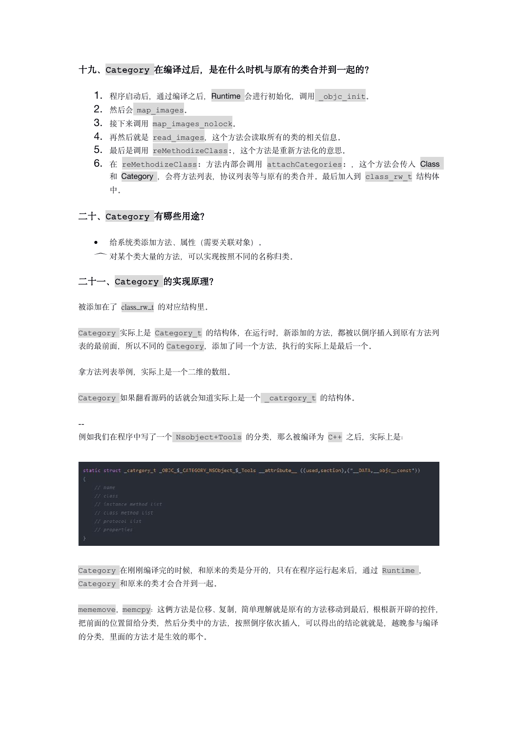### 十九、`Category` 在编译过后，是在什么时机与原有的类合并到一起的？

1. 程序启动后，通过编译之后，`Runtime` 会进行初始化，调用 `_objc_init`。
2. 然后会 `map_images`。
3. 接下来调用 `map_images_nolock`。
4. 再然后就是 `read_images`，这个方法会读取所有的类的相关信息。
5. 最后是调用 `reMethodizeClass`:，这个方法是重新方法化的意思。
6. 在 `reMethodizeClass`：方法内部会调用 `attachCategories`：，这个方法会传入 `Class` 和 `Category`，会将方法列表，协议列表等与原有的类合并。最后加入到 `class_rw_t` 结构体中。

### 二十、`Category` 有哪些用途？

- 给系统类添加方法、属性（需要关联对象）。
- 对某个类大量的方法，可以实现按照不同的名称归类。

### 二十一、`Category` 的实现原理？

被添加在了 `class_rw_t` 的对应结构里。

`Category` 实际上是 `Category_t` 的结构体，在运行时，新添加的方法，都被以倒序插入到原有方法列表的最前面，所以不同的 `Category`，添加了同一个方法，执行的实际上是最后一个。

拿方法列表举例，实际上是一个二维的数组。

`Category` 如果翻看源码的话就会知道实际上是一个 `_catrgory_t` 的结构体。

--
例如我们在程序中写了一个 `Nsobject+Tools` 的分类，那么被编译为 `C++` 之后，实际上是：

```
static struct _catrgory_t _OBJC_$_CATEGORY_NSObject_$_Tools __attribute__ ((used,section),("__DATA,__objc__const"))
{
    // name
    // class
    // instance method list
    // class method list
    // protocol list
    // properties
}
```

`Category` 在刚刚编译完的时候，和原来的类是分开的，只有在程序运行起来后，通过 `Runtime`，`Category` 和原来的类才会合并到一起。

`mememove`，`memcpy`：这俩方法是位移、复制，简单理解就是原有的方法移动到最后，根根新开辟的控件，把前面的位置留给分类，然后分类中的方法，按照倒序依次插入，可以得出的结论就是，越晚参与编译的分类，里面的方法才是生效的那个。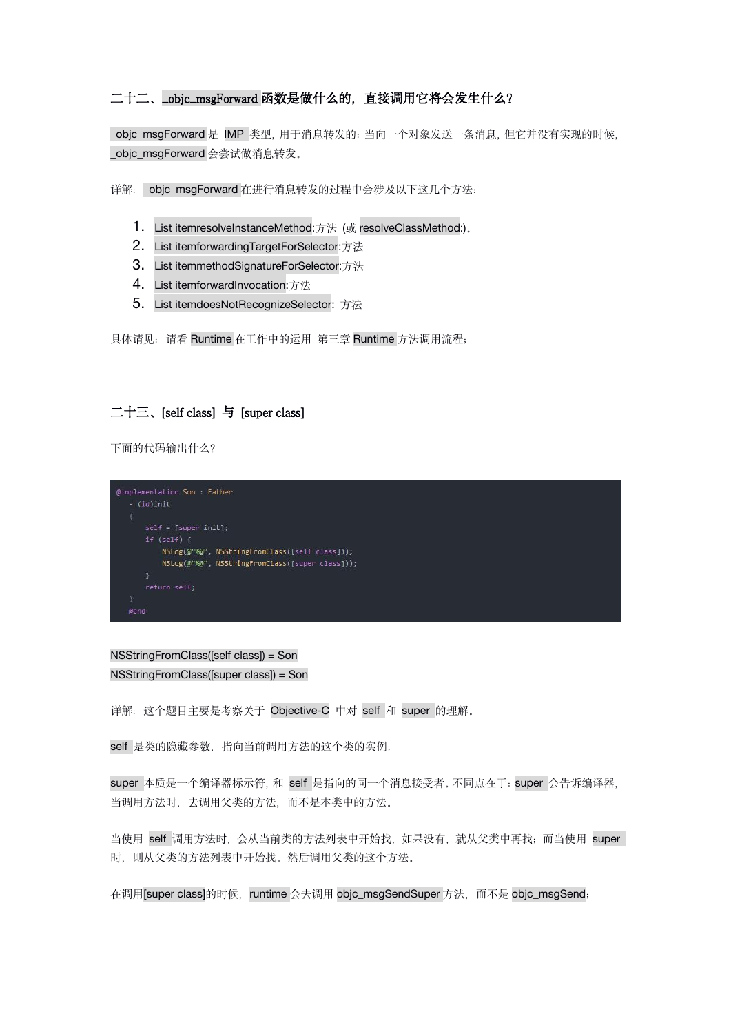## 二十二、_objc_msgForward函数是做什么的，直接调用它将会发生什么？

_objc_msgForward 是 IMP 类型，用于消息转发的：当向一个对象发送一条消息，但它并没有实现的时候，_objc_msgForward 会尝试做消息转发。

详解：_objc_msgForward 在进行消息转发的过程中会涉及以下这几个方法：

1. List itemresolveInstanceMethod:方法 (或 resolveClassMethod:)。
2. List itemforwardingTargetForSelector:方法
3. List itemmethodSignatureForSelector:方法
4. List itemforwardInvocation:方法
5. List itemdoesNotRecognizeSelector: 方法

具体请见：请看 Runtime 在工作中的运用 第三章 Runtime 方法调用流程；

## 二十三、[self class] 与 [super class]

下面的代码输出什么？

```
@implementation Son : Father
  - (id)init
  {
      self = [super init];
      if (self) {
          NSLog(@"%@", NSStringFromClass([self class]));
          NSLog(@"%@", NSStringFromClass([super class]));
      }
      return self;
  }
  @end
```

NSStringFromClass([self class]) = Son
NSStringFromClass([super class]) = Son

详解：这个题目主要是考察关于 Objective-C 中对 self 和 super 的理解。

self 是类的隐藏参数，指向当前调用方法的这个类的实例；

super 本质是一个编译器标示符，和 self 是指向的同一个消息接受者。不同点在于：super 会告诉编译器，当调用方法时，去调用父类的方法，而不是本类中的方法。

当使用 self 调用方法时，会从当前类的方法列表中开始找，如果没有，就从父类中再找；而当使用 super 时，则从父类的方法列表中开始找。然后调用父类的这个方法。

在调用[super class]的时候，runtime 会去调用 objc_msgSendSuper 方法，而不是 objc_msgSend；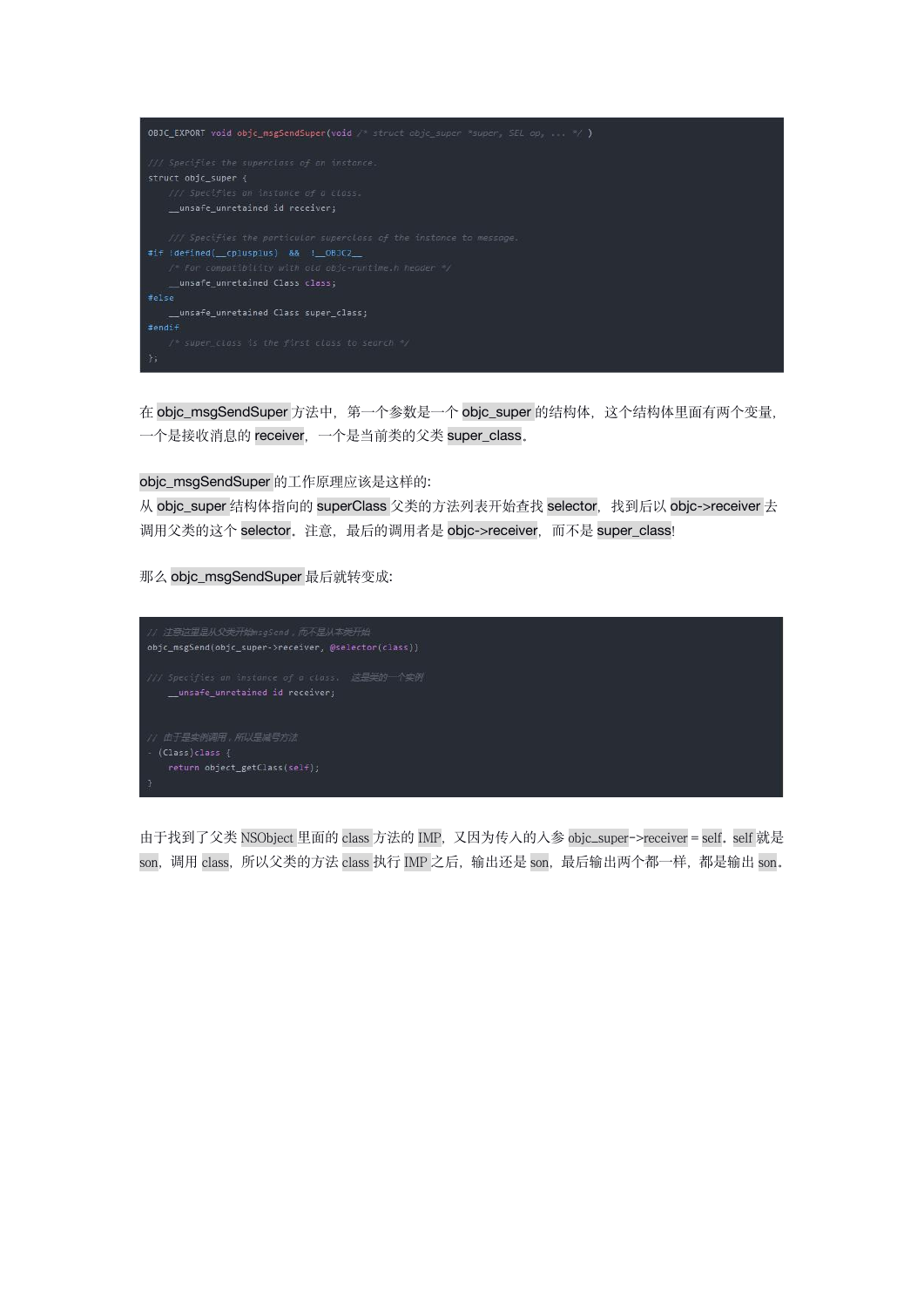```
OBJC_EXPORT void objc_msgSendSuper(void /* struct objc_super *super, SEL op, ... */ )

/// Specifies the superclass of an instance.
struct objc_super {
    /// Specifies an instance of a class.
    __unsafe_unretained id receiver;

    /// Specifies the particular superclass of the instance to message.
#if !defined(__cplusplus)  &&  !__OBJC2__
    /* For compatibility with old objc-runtime.h header */
    __unsafe_unretained Class class;
#else
    __unsafe_unretained Class super_class;
#endif
    /* super_class is the first class to search */
};
```

在 objc_msgSendSuper 方法中，第一个参数是一个 objc_super 的结构体，这个结构体里面有两个变量，一个是接收消息的 receiver，一个是当前类的父类 super_class。

objc_msgSendSuper 的工作原理应该是这样的:
从 objc_super 结构体指向的 superClass 父类的方法列表开始查找 selector，找到后以 objc->receiver 去调用父类的这个 selector。注意，最后的调用者是 objc->receiver，而不是 super_class!

那么 objc_msgSendSuper 最后就转变成:

```
// 注意这里是从父类开始msgSend，而不是从本类开始
objc_msgSend(objc_super->receiver, @selector(class))

/// Specifies an instance of a class.  这是类的一个实例
    __unsafe_unretained id receiver;


// 由于是实例调用，所以是减号方法
- (Class)class {
    return object_getClass(self);
}
```

由于找到了父类 NSObject 里面的 class 方法的 IMP，又因为传入的入参 objc_super->receiver = self。self 就是 son，调用 class，所以父类的方法 class 执行 IMP 之后，输出还是 son，最后输出两个都一样，都是输出 son。